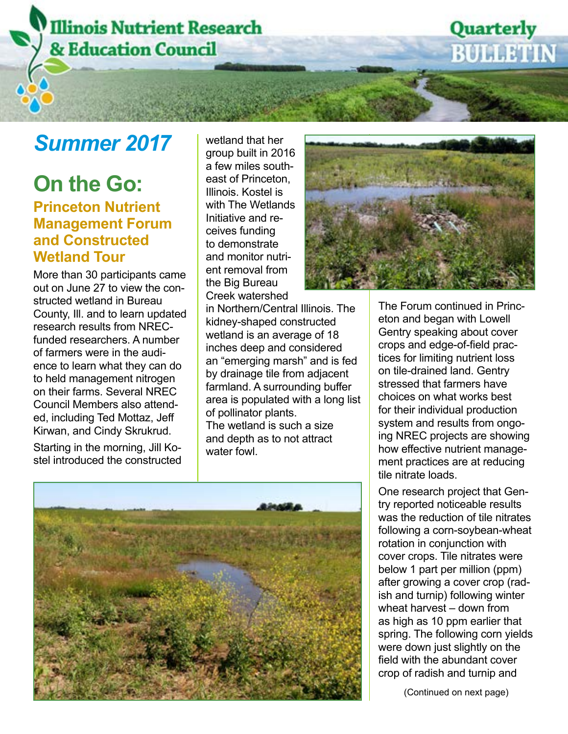# Illinois Nutrient Research & Education Council

## Quarterly BULLETIN

*Summer 2017*

# On the Go:

## Princeton Nutrient Management Forum and Constructed Wetland Tour

More than 30 participants came out on June 27 to view the constructed wetland in Bureau County, Ill. and to learn updated research results from NREC-funded researchers. A number of farmers were in the audience to learn what they can do to held management nitrogen on their farms. Several NREC Council Members also attended, including Ted Mottaz, Jeff Kirwan, and Cindy Skrukrud.

Starting in the morning, Jill Kostel introduced the constructed wetland that her group built in 2016 a few miles southeast of Princeton, Illinois. Kostel is with The Wetlands Initiative and receives funding to demonstrate and monitor nutrient removal from the Big Bureau Creek watershed in Northern/Central Illinois. The kidney-shaped constructed wetland is an average of 18 inches deep and considered an "emerging marsh" and is fed by drainage tile from adjacent farmland. A surrounding buffer area is populated with a long list of pollinator plants. The wetland is such a size and depth as to not attract water fowl.

The Forum continued in Princeton and began with Lowell Gentry speaking about cover crops and edge-of-field practices for limiting nutrient loss on tile-drained land. Gentry stressed that farmers have choices on what works best for their individual production system and results from ongoing NREC projects are showing how effective nutrient management practices are at reducing tile nitrate loads.

One research project that Gentry reported noticeable results was the reduction of tile nitrates following a corn-soybean-wheat rotation in conjunction with cover crops. Tile nitrates were below 1 part per million (ppm) after growing a cover crop (radish and turnip) following winter wheat harvest – down from as high as 10 ppm earlier that spring. The following corn yields were down just slightly on the field with the abundant cover crop of radish and turnip and

(Continued on next page)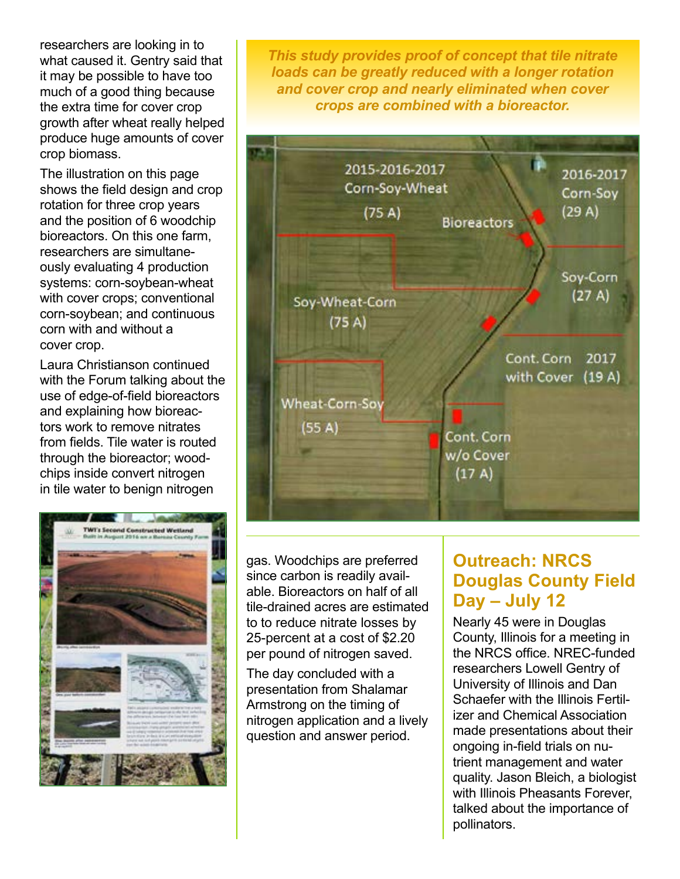researchers are looking in to what caused it. Gentry said that it may be possible to have too much of a good thing because the extra time for cover crop growth after wheat really helped produce huge amounts of cover crop biomass.

The illustration on this page shows the field design and crop rotation for three crop years and the position of 6 woodchip bioreactors. On this one farm, researchers are simultaneously evaluating 4 production systems: corn-soybean-wheat with cover crops; conventional corn-soybean; and continuous corn with and without a cover crop.

Laura Christianson continued with the Forum talking about the use of edge-of-field bioreactors and explaining how bioreactors work to remove nitrates from fields. Tile water is routed through the bioreactor; woodchips inside convert nitrogen in tile water to benign nitrogen gas. Woodchips are preferred since carbon is readily available. Bioreactors on half of all tile-drained acres are estimated to to reduce nitrate losses by 25-percent at a cost of $2.20 per pound of nitrogen saved.

The day concluded with a presentation from Shalamar Armstrong on the timing of nitrogen application and a lively question and answer period.

***This study provides proof of concept that tile nitrate loads can be greatly reduced with a longer rotation and cover crop and nearly eliminated when cover crops are combined with a bioreactor.***

## Outreach: NRCS Douglas County Field Day – July 12

Nearly 45 were in Douglas County, Illinois for a meeting in the NRCS office. NREC-funded researchers Lowell Gentry of University of Illinois and Dan Schaefer with the Illinois Fertilizer and Chemical Association made presentations about their ongoing in-field trials on nutrient management and water quality. Jason Bleich, a biologist with Illinois Pheasants Forever, talked about the importance of pollinators.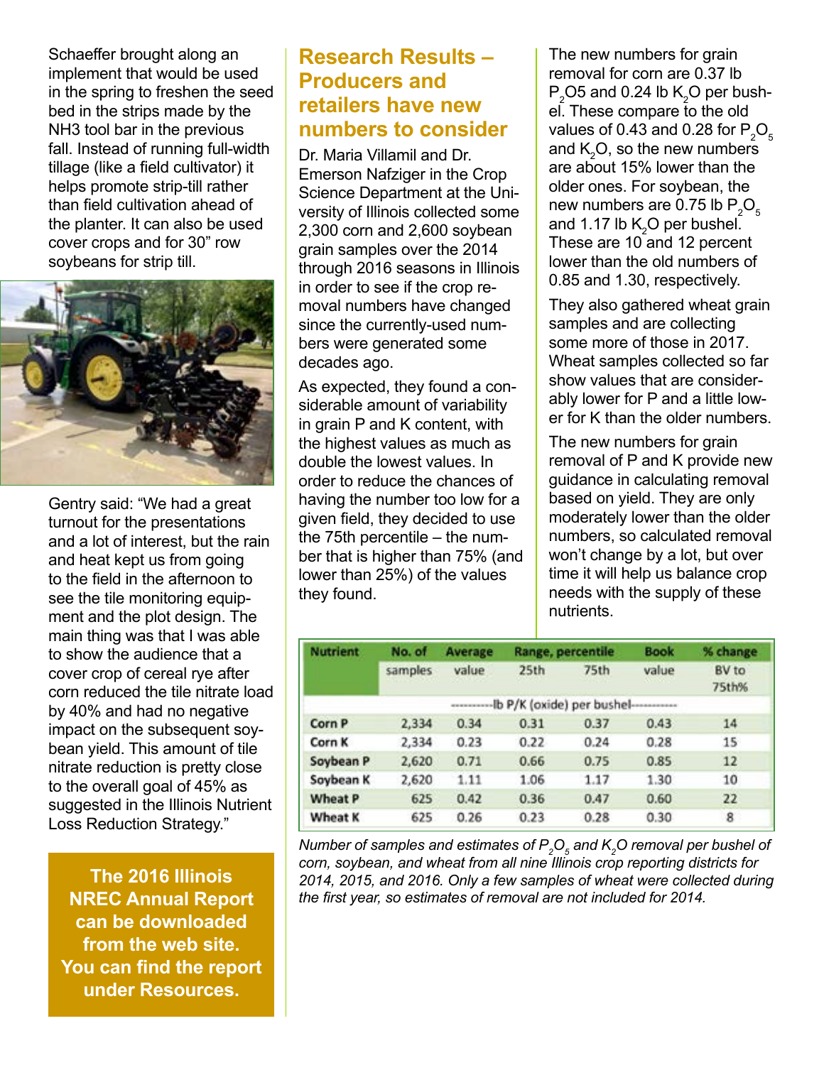Schaeffer brought along an implement that would be used in the spring to freshen the seed bed in the strips made by the NH3 tool bar in the previous fall. Instead of running full-width tillage (like a field cultivator) it helps promote strip-till rather than field cultivation ahead of the planter. It can also be used cover crops and for 30" row soybeans for strip till.

Gentry said: "We had a great turnout for the presentations and a lot of interest, but the rain and heat kept us from going to the field in the afternoon to see the tile monitoring equipment and the plot design. The main thing was that I was able to show the audience that a cover crop of cereal rye after corn reduced the tile nitrate load by 40% and had no negative impact on the subsequent soybean yield. This amount of tile nitrate reduction is pretty close to the overall goal of 45% as suggested in the Illinois Nutrient Loss Reduction Strategy."

**The 2016 Illinois NREC Annual Report can be downloaded from the web site. You can find the report under Resources.**

## Research Results – Producers and retailers have new numbers to consider

Dr. Maria Villamil and Dr. Emerson Nafziger in the Crop Science Department at the University of Illinois collected some 2,300 corn and 2,600 soybean grain samples over the 2014 through 2016 seasons in Illinois in order to see if the crop removal numbers have changed since the currently-used numbers were generated some decades ago.

As expected, they found a considerable amount of variability in grain P and K content, with the highest values as much as double the lowest values. In order to reduce the chances of having the number too low for a given field, they decided to use the 75th percentile – the number that is higher than 75% (and lower than 25%) of the values they found.

The new numbers for grain removal for corn are 0.37 lb $P_2O5$ and 0.24 lb $K_2O$ per bushel. These compare to the old values of 0.43 and 0.28 for $P_2O_5$ and $K_2O$, so the new numbers are about 15% lower than the older ones. For soybean, the new numbers are 0.75 lb $P_2O_5$ and 1.17 lb $K_2O$ per bushel. These are 10 and 12 percent lower than the old numbers of 0.85 and 1.30, respectively.

They also gathered wheat grain samples and are collecting some more of those in 2017. Wheat samples collected so far show values that are considerably lower for P and a little lower for K than the older numbers.

The new numbers for grain removal of P and K provide new guidance in calculating removal based on yield. They are only moderately lower than the older numbers, so calculated removal won't change by a lot, but over time it will help us balance crop needs with the supply of these nutrients.

| Nutrient | No. of samples | Average value | Range, percentile 25th | Range, percentile 75th | Book value | % change BV to 75th% |
|---|---|---|---|---|---|---|
| | ----------lb P/K (oxide) per bushel---------- | | | | | |
| Corn P | 2,334 | 0.34 | 0.31 | 0.37 | 0.43 | 14 |
| Corn K | 2,334 | 0.23 | 0.22 | 0.24 | 0.28 | 15 |
| Soybean P | 2,620 | 0.71 | 0.66 | 0.75 | 0.85 | 12 |
| Soybean K | 2,620 | 1.11 | 1.06 | 1.17 | 1.30 | 10 |
| Wheat P | 625 | 0.42 | 0.36 | 0.47 | 0.60 | 22 |
| Wheat K | 625 | 0.26 | 0.23 | 0.28 | 0.30 | 8 |

*Number of samples and estimates of $P_2O_5$ and $K_2O$ removal per bushel of corn, soybean, and wheat from all nine Illinois crop reporting districts for 2014, 2015, and 2016. Only a few samples of wheat were collected during the first year, so estimates of removal are not included for 2014.*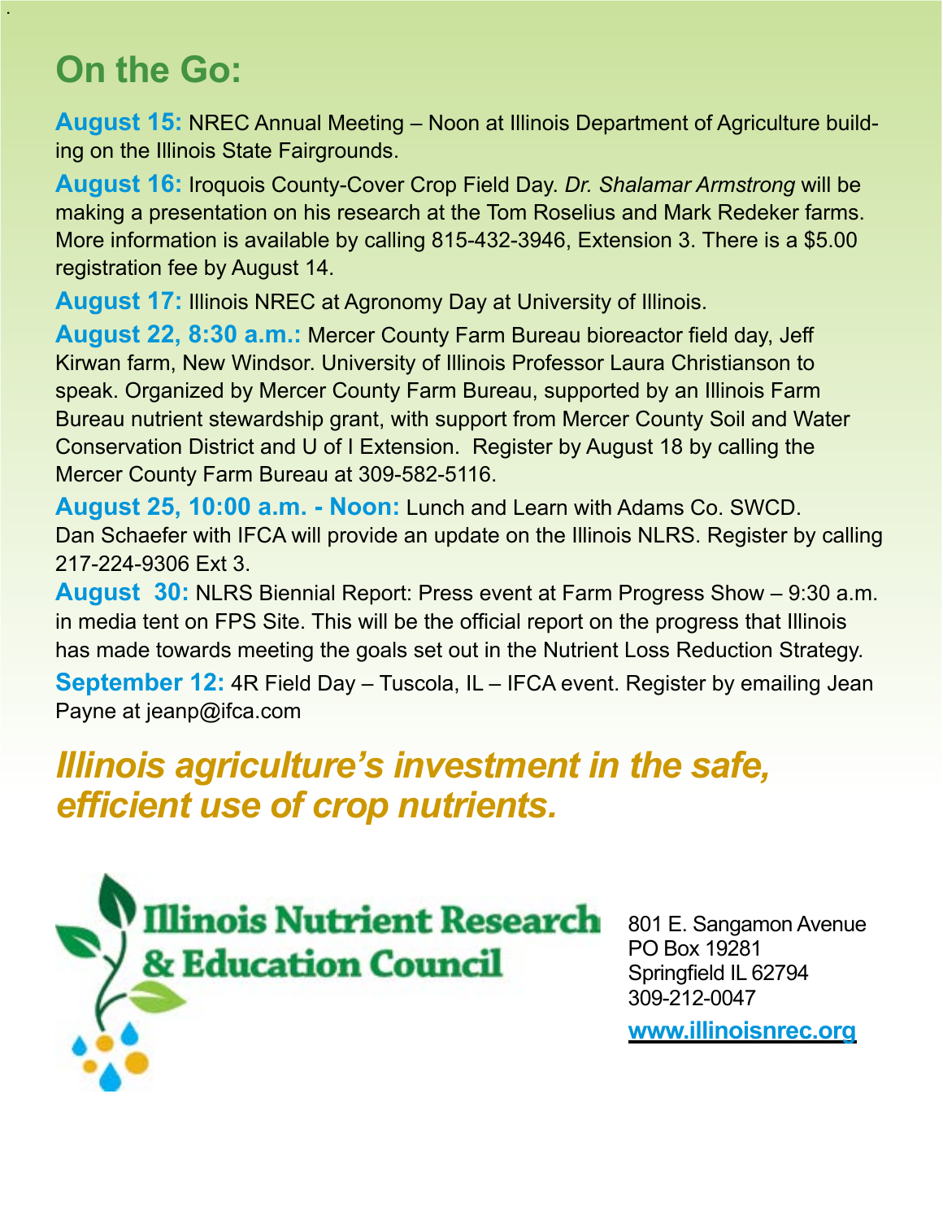## On the Go:

**August 15:** NREC Annual Meeting – Noon at Illinois Department of Agriculture building on the Illinois State Fairgrounds.

**August 16:** Iroquois County-Cover Crop Field Day. *Dr. Shalamar Armstrong* will be making a presentation on his research at the Tom Roselius and Mark Redeker farms. More information is available by calling 815-432-3946, Extension 3. There is a $5.00 registration fee by August 14.

**August 17:** Illinois NREC at Agronomy Day at University of Illinois.

**August 22, 8:30 a.m.:** Mercer County Farm Bureau bioreactor field day, Jeff Kirwan farm, New Windsor. University of Illinois Professor Laura Christianson to speak. Organized by Mercer County Farm Bureau, supported by an Illinois Farm Bureau nutrient stewardship grant, with support from Mercer County Soil and Water Conservation District and U of I Extension. Register by August 18 by calling the Mercer County Farm Bureau at 309-582-5116.

**August 25, 10:00 a.m. - Noon:** Lunch and Learn with Adams Co. SWCD. Dan Schaefer with IFCA will provide an update on the Illinois NLRS. Register by calling 217-224-9306 Ext 3.

**August 30:** NLRS Biennial Report: Press event at Farm Progress Show – 9:30 a.m. in media tent on FPS Site. This will be the official report on the progress that Illinois has made towards meeting the goals set out in the Nutrient Loss Reduction Strategy.

**September 12:** 4R Field Day – Tuscola, IL – IFCA event. Register by emailing Jean Payne at jeanp@ifca.com

***Illinois agriculture's investment in the safe, efficient use of crop nutrients.***

Illinois Nutrient Research & Education Council

801 E. Sangamon Avenue
PO Box 19281
Springfield IL 62794
309-212-0047

www.illinoisnrec.org